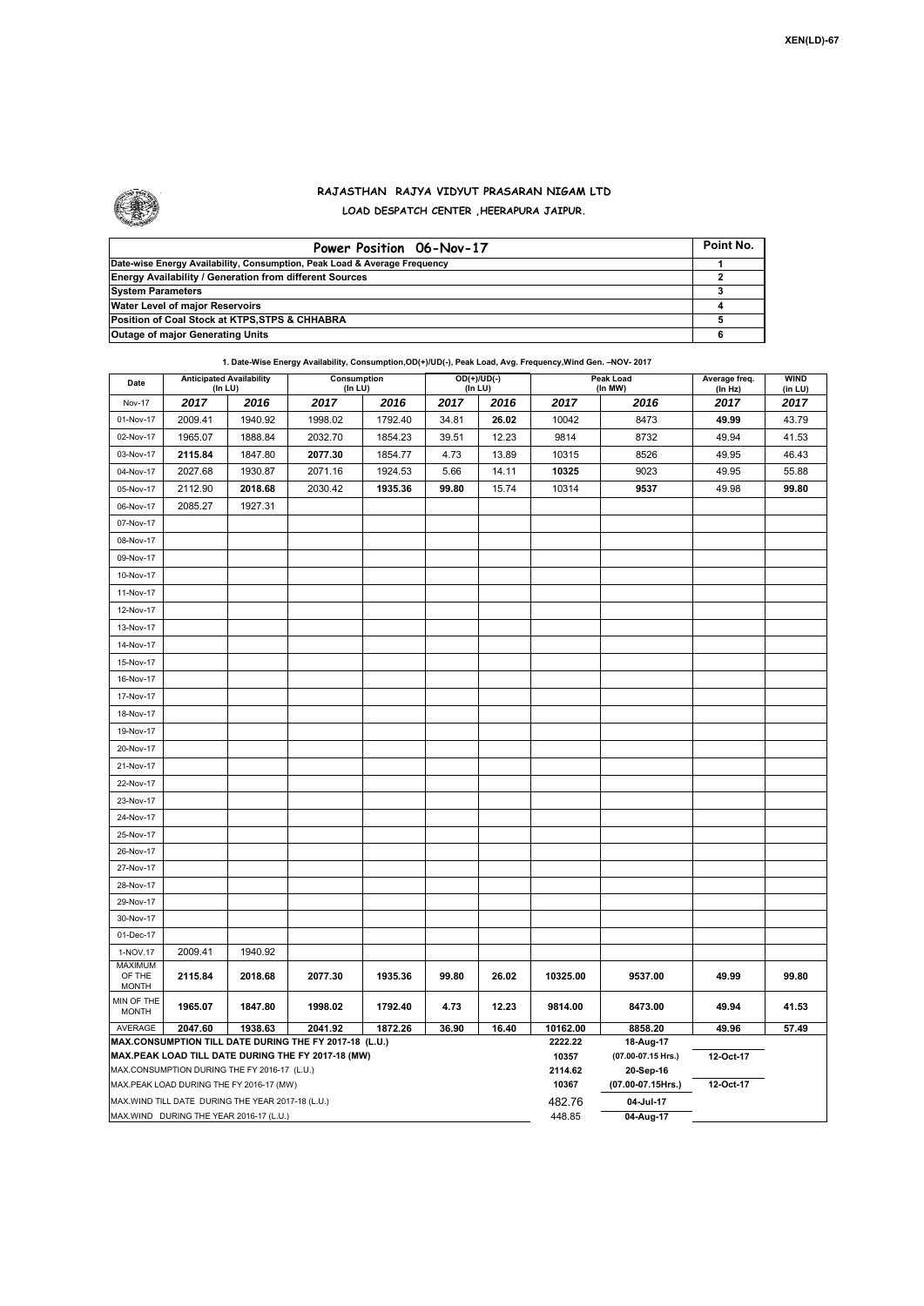XEN(LD)-67

# RAJASTHAN RAJYA VIDYUT PRASARAN NIGAM LTD

## LOAD DESPATCH CENTER ,HEERAPURA JAIPUR.

| Power Position 06-Nov-17 | Point No. |
|---|---|
| Date-wise Energy Availability, Consumption, Peak Load & Average Frequency | 1 |
| Energy Availability / Generation from different Sources | 2 |
| System Parameters | 3 |
| Water Level of major Reservoirs | 4 |
| Position of Coal Stock at KTPS,STPS & CHHABRA | 5 |
| Outage of major Generating Units | 6 |

**1. Date-Wise Energy Availability, Consumption,OD(+)/UD(-), Peak Load, Avg. Frequency,Wind Gen. –NOV- 2017**

| Date | Anticipated Availability (In LU) | | Consumption (In LU) | | OD(+)/UD(-) (In LU) | | Peak Load (In MW) | | Average freq. (In Hz) | WIND (in LU) |
|---|---|---|---|---|---|---|---|---|---|---|
| Nov-17 | 2017 | 2016 | 2017 | 2016 | 2017 | 2016 | 2017 | 2016 | 2017 | 2017 |
| 01-Nov-17 | 2009.41 | 1940.92 | 1998.02 | 1792.40 | 34.81 | 26.02 | 10042 | 8473 | 49.99 | 43.79 |
| 02-Nov-17 | 1965.07 | 1888.84 | 2032.70 | 1854.23 | 39.51 | 12.23 | 9814 | 8732 | 49.94 | 41.53 |
| 03-Nov-17 | 2115.84 | 1847.80 | 2077.30 | 1854.77 | 4.73 | 13.89 | 10315 | 8526 | 49.95 | 46.43 |
| 04-Nov-17 | 2027.68 | 1930.87 | 2071.16 | 1924.53 | 5.66 | 14.11 | 10325 | 9023 | 49.95 | 55.88 |
| 05-Nov-17 | 2112.90 | 2018.68 | 2030.42 | 1935.36 | 99.80 | 15.74 | 10314 | 9537 | 49.98 | 99.80 |
| 06-Nov-17 | 2085.27 | 1927.31 | | | | | | | | |
| 07-Nov-17 | | | | | | | | | | |
| 08-Nov-17 | | | | | | | | | | |
| 09-Nov-17 | | | | | | | | | | |
| 10-Nov-17 | | | | | | | | | | |
| 11-Nov-17 | | | | | | | | | | |
| 12-Nov-17 | | | | | | | | | | |
| 13-Nov-17 | | | | | | | | | | |
| 14-Nov-17 | | | | | | | | | | |
| 15-Nov-17 | | | | | | | | | | |
| 16-Nov-17 | | | | | | | | | | |
| 17-Nov-17 | | | | | | | | | | |
| 18-Nov-17 | | | | | | | | | | |
| 19-Nov-17 | | | | | | | | | | |
| 20-Nov-17 | | | | | | | | | | |
| 21-Nov-17 | | | | | | | | | | |
| 22-Nov-17 | | | | | | | | | | |
| 23-Nov-17 | | | | | | | | | | |
| 24-Nov-17 | | | | | | | | | | |
| 25-Nov-17 | | | | | | | | | | |
| 26-Nov-17 | | | | | | | | | | |
| 27-Nov-17 | | | | | | | | | | |
| 28-Nov-17 | | | | | | | | | | |
| 29-Nov-17 | | | | | | | | | | |
| 30-Nov-17 | | | | | | | | | | |
| 01-Dec-17 | | | | | | | | | | |
| 1-NOV.17 | 2009.41 | 1940.92 | | | | | | | | |
| MAXIMUM OF THE MONTH | 2115.84 | 2018.68 | 2077.30 | 1935.36 | 99.80 | 26.02 | 10325.00 | 9537.00 | 49.99 | 99.80 |
| MIN OF THE MONTH | 1965.07 | 1847.80 | 1998.02 | 1792.40 | 4.73 | 12.23 | 9814.00 | 8473.00 | 49.94 | 41.53 |
| AVERAGE | 2047.60 | 1938.63 | 2041.92 | 1872.26 | 36.90 | 16.40 | 10162.00 | 8858.20 | 49.96 | 57.49 |
| MAX.CONSUMPTION TILL DATE DURING THE FY 2017-18 (L.U.) | | | | | | | 2222.22 | 18-Aug-17 | | |
| MAX.PEAK LOAD TILL DATE DURING THE FY 2017-18 (MW) | | | | | | | 10357 | (07.00-07.15 Hrs.) | 12-Oct-17 | |
| MAX.CONSUMPTION DURING THE FY 2016-17 (L.U.) | | | | | | | 2114.62 | 20-Sep-16 | | |
| MAX.PEAK LOAD DURING THE FY 2016-17 (MW) | | | | | | | 10367 | (07.00-07.15Hrs.) | 12-Oct-17 | |
| MAX.WIND TILL DATE DURING THE YEAR 2017-18 (L.U.) | | | | | | | 482.76 | 04-Jul-17 | | |
| MAX.WIND DURING THE YEAR 2016-17 (L.U.) | | | | | | | 448.85 | 04-Aug-17 | | |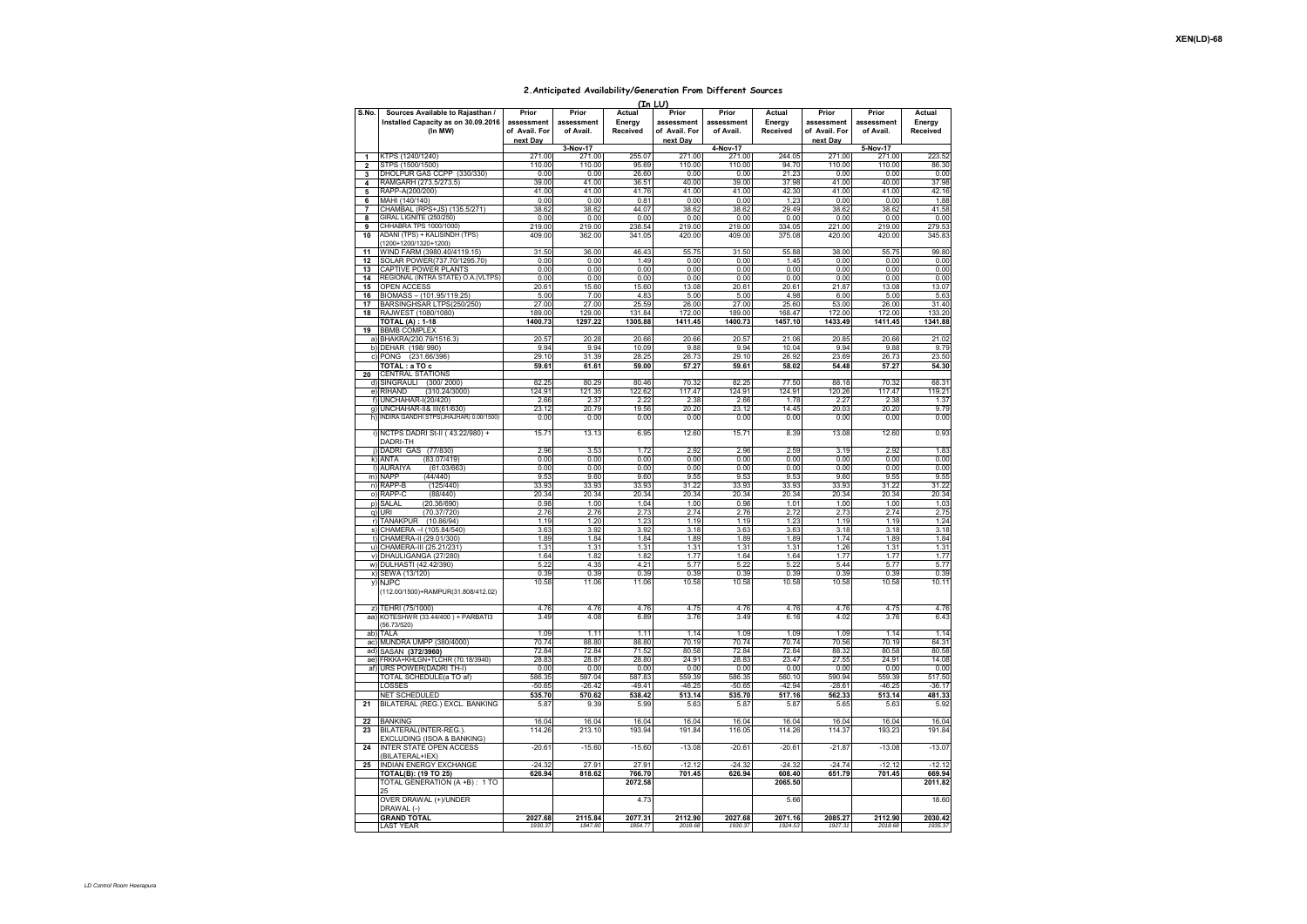## 2.Anticipated Availability/Generation From Different Sources

(In LU)

| S.No. | Sources Available to Rajasthan / Installed Capacity as on 30.09.2016 (In MW) | Prior assessment of Avail. For next Day | Prior assessment of Avail. | Actual Energy Received | Prior assessment of Avail. For next Day | Prior assessment of Avail. | Actual Energy Received | Prior assessment of Avail. For next Day | Prior assessment of Avail. | Actual Energy Received |
|---|---|---|---|---|---|---|---|---|---|---|
| | | | 3-Nov-17 | | | 4-Nov-17 | | | 5-Nov-17 | |
| 1 | KTPS (1240/1240) | 271.00 | 271.00 | 255.07 | 271.00 | 271.00 | 244.05 | 271.00 | 271.00 | 223.52 |
| 2 | STPS (1500/1500) | 110.00 | 110.00 | 95.69 | 110.00 | 110.00 | 94.70 | 110.00 | 110.00 | 86.30 |
| 3 | DHOLPUR GAS CCPP (330/330) | 0.00 | 0.00 | 26.80 | 0.00 | 0.00 | 21.23 | 0.00 | 0.00 | 0.00 |
| 4 | RAMGARH (273.5/273.5) | 39.00 | 41.00 | 36.51 | 40.00 | 39.00 | 37.98 | 41.00 | 40.00 | 37.98 |
| 5 | RAPP-A(200/200) | 41.00 | 41.00 | 41.76 | 41.00 | 41.00 | 42.30 | 41.00 | 41.00 | 42.16 |
| 6 | MAHI (140/140) | 0.00 | 0.00 | 0.81 | 0.00 | 0.00 | 1.23 | 0.00 | 0.00 | 1.88 |
| 7 | CHAMBAL (RPS+JS) (135.5/271) | 38.62 | 38.62 | 44.07 | 38.62 | 38.62 | 29.49 | 38.62 | 38.62 | 41.58 |
| 8 | GIRAL LIGNITE (250/250) | 0.00 | 0.00 | 0.00 | 0.00 | 0.00 | 0.00 | 0.00 | 0.00 | 0.00 |
| 9 | CHHABRA TPS 1000/1000) | 219.00 | 219.00 | 238.54 | 219.00 | 219.00 | 334.05 | 221.00 | 219.00 | 279.53 |
| 10 | ADANI (TPS) + KALISINDH (TPS) (1200+1200/1320+1200) | 409.00 | 362.00 | 341.05 | 420.00 | 409.00 | 375.08 | 420.00 | 420.00 | 345.83 |
| 11 | WIND FARM (3980.40/4119.15) | 31.50 | 36.00 | 46.43 | 55.75 | 31.50 | 55.88 | 38.00 | 55.75 | 99.80 |
| 12 | SOLAR POWER(737.70/1295.70) | 0.00 | 0.00 | 1.49 | 0.00 | 0.00 | 1.45 | 0.00 | 0.00 | 0.00 |
| 13 | CAPTIVE POWER PLANTS | 0.00 | 0.00 | 0.00 | 0.00 | 0.00 | 0.00 | 0.00 | 0.00 | 0.00 |
| 14 | REGIONAL (INTRA STATE) O.A.(VLTPS) | 0.00 | 0.00 | 0.00 | 0.00 | 0.00 | 0.00 | 0.00 | 0.00 | 0.00 |
| 15 | OPEN ACCESS | 20.61 | 15.60 | 15.60 | 13.08 | 20.61 | 20.61 | 21.87 | 13.08 | 13.07 |
| 16 | BIOMASS – (101.95/119.25) | 5.00 | 7.00 | 4.83 | 5.00 | 5.00 | 4.98 | 6.00 | 5.00 | 5.63 |
| 17 | BARSINGHSAR LTPS(250/250) | 27.00 | 27.00 | 25.59 | 26.00 | 27.00 | 25.60 | 53.00 | 26.00 | 31.40 |
| 18 | RAJWEST (1080/1080) | 189.00 | 129.00 | 131.84 | 172.00 | 189.00 | 168.47 | 172.00 | 172.00 | 133.20 |
| | **TOTAL (A) : 1-18** | **1400.73** | **1297.22** | **1305.88** | **1411.45** | **1400.73** | **1457.10** | **1433.49** | **1411.45** | **1341.88** |
| 19 | BBMB COMPLEX | | | | | | | | | |
| | a) BHAKRA(230.79/1516.3) | 20.57 | 20.28 | 20.66 | 20.66 | 20.57 | 21.06 | 20.85 | 20.66 | 21.02 |
| | b) DEHAR (198/ 990) | 9.94 | 9.94 | 10.09 | 9.88 | 9.94 | 10.04 | 9.94 | 9.88 | 9.79 |
| | c) PONG (231.66/396) | 29.10 | 31.39 | 28.25 | 26.73 | 29.10 | 26.92 | 23.69 | 26.73 | 23.50 |
| | **TOTAL : a TO c** | **59.61** | **61.61** | **59.00** | **57.27** | **59.61** | **58.02** | **54.48** | **57.27** | **54.30** |
| 20 | CENTRAL STATIONS | | | | | | | | | |
| | d) SINGRAULI (300/ 2000) | 82.25 | 80.29 | 80.46 | 70.32 | 82.25 | 77.50 | 88.18 | 70.32 | 68.31 |
| | e) RIHAND (310.24/3000) | 124.91 | 121.35 | 122.62 | 117.47 | 124.91 | 124.91 | 120.26 | 117.47 | 119.21 |
| | f) UNCHAHAR-I(20/420) | 2.66 | 2.37 | 2.22 | 2.38 | 2.66 | 1.78 | 2.27 | 2.38 | 1.37 |
| | g) UNCHAHAR-II& III(61/630) | 23.12 | 20.79 | 19.56 | 20.20 | 23.12 | 14.45 | 20.03 | 20.20 | 9.79 |
| | h) INDIRA GANDHI STPS(JHAJHAR) 0.00/1500) | 0.00 | 0.00 | 0.00 | 0.00 | 0.00 | 0.00 | 0.00 | 0.00 | 0.00 |
| | i) NCTPS DADRI St-II ( 43.22/980) + DADRI-TH | 15.71 | 13.13 | 6.95 | 12.60 | 15.71 | 8.39 | 13.08 | 12.60 | 0.93 |
| | j) DADRI GAS (77/830) | 2.96 | 3.53 | 1.72 | 2.92 | 2.96 | 2.59 | 3.19 | 2.92 | 1.83 |
| | k) ANTA (83.07/419) | 0.00 | 0.00 | 0.00 | 0.00 | 0.00 | 0.00 | 0.00 | 0.00 | 0.00 |
| | l) AURAIYA (61.03/663) | 0.00 | 0.00 | 0.00 | 0.00 | 0.00 | 0.00 | 0.00 | 0.00 | 0.00 |
| | m) NAPP (44/440) | 9.53 | 9.60 | 9.60 | 9.55 | 9.53 | 9.53 | 9.60 | 9.55 | 9.55 |
| | n) RAPP-B (125/440) | 33.93 | 33.93 | 33.93 | 31.22 | 33.93 | 33.93 | 33.93 | 31.22 | 31.22 |
| | o) RAPP-C (88/440) | 20.34 | 20.34 | 20.34 | 20.34 | 20.34 | 20.34 | 20.34 | 20.34 | 20.34 |
| | p) SALAL (20.36/690) | 0.98 | 1.00 | 1.04 | 1.00 | 0.98 | 1.01 | 1.00 | 1.00 | 1.03 |
| | q) URI (70.37/720) | 2.76 | 2.76 | 2.73 | 2.74 | 2.76 | 2.72 | 2.73 | 2.74 | 2.75 |
| | r) TANAKPUR (10.86/94) | 1.19 | 1.20 | 1.23 | 1.19 | 1.19 | 1.23 | 1.19 | 1.19 | 1.24 |
| | s) CHAMERA –I (105.84/540) | 3.63 | 3.92 | 3.92 | 3.18 | 3.63 | 3.63 | 3.18 | 3.18 | 3.18 |
| | t) CHAMERA-II (29.01/300) | 1.89 | 1.84 | 1.84 | 1.89 | 1.89 | 1.89 | 1.74 | 1.89 | 1.84 |
| | u) CHAMERA-III (25.21/231) | 1.31 | 1.31 | 1.31 | 1.31 | 1.31 | 1.31 | 1.26 | 1.31 | 1.31 |
| | v) DHAULIGANGA (27/280) | 1.64 | 1.82 | 1.82 | 1.77 | 1.64 | 1.64 | 1.77 | 1.77 | 1.77 |
| | w) DULHASTI (42.42/390) | 5.22 | 4.35 | 4.21 | 5.77 | 5.22 | 5.22 | 5.44 | 5.77 | 5.77 |
| | x) SEWA (13/120) | 0.39 | 0.39 | 0.39 | 0.39 | 0.39 | 0.39 | 0.39 | 0.39 | 0.39 |
| | y) NJPC (112.00/1500)+RAMPUR(31.808/412.02) | 10.58 | 11.06 | 11.06 | 10.58 | 10.58 | 10.58 | 10.58 | 10.58 | 10.11 |
| | z) TEHRI (75/1000) | 4.76 | 4.76 | 4.76 | 4.75 | 4.76 | 4.76 | 4.76 | 4.75 | 4.76 |
| | aa) KOTESHWR (33.44/400 ) + PARBATI3 (56.73/520) | 3.49 | 4.08 | 6.89 | 3.76 | 3.49 | 6.16 | 4.02 | 3.76 | 6.43 |
| | ab) TALA | 1.09 | 1.11 | 1.11 | 1.14 | 1.09 | 1.09 | 1.09 | 1.14 | 1.14 |
| | ac) MUNDRA UMPP (380/4000) | 70.74 | 88.80 | 88.80 | 70.19 | 70.74 | 70.74 | 70.56 | 70.19 | 64.31 |
| | ad) SASAN **(372/3960)** | 72.84 | 72.84 | 71.52 | 80.58 | 72.84 | 72.84 | 88.32 | 80.58 | 80.58 |
| | ae) FRKKA+KHLGN+TLCHR (70.18/3940) | 28.83 | 28.87 | 28.80 | 24.91 | 28.83 | 23.47 | 27.55 | 24.91 | 14.08 |
| | af) URS POWER(DADRI TH-I) | 0.00 | 0.00 | 0.00 | 0.00 | 0.00 | 0.00 | 0.00 | 0.00 | 0.00 |
| | TOTAL SCHEDULE(a TO af) | 586.35 | 597.04 | 587.83 | 559.39 | 586.35 | 560.10 | 590.94 | 559.39 | 517.50 |
| | LOSSES | -50.65 | -26.42 | -49.41 | -46.25 | -50.65 | -42.94 | -28.61 | -46.25 | -36.17 |
| | NET SCHEDULED | 535.70 | 570.62 | 538.42 | 513.14 | 535.70 | 517.16 | 562.33 | 513.14 | 481.33 |
| 21 | BILATERAL (REG.) EXCL. BANKING | 5.87 | 9.39 | 5.99 | 5.63 | 5.87 | 5.87 | 5.65 | 5.63 | 5.92 |
| 22 | BANKING | 16.04 | 16.04 | 16.04 | 16.04 | 16.04 | 16.04 | 16.04 | 16.04 | 16.04 |
| 23 | BILATERAL(INTER-REG.). EXCLUDING (ISOA & BANKING) | 114.26 | 213.10 | 193.94 | 191.84 | 116.05 | 114.26 | 114.37 | 193.23 | 191.84 |
| 24 | INTER STATE OPEN ACCESS (BILATERAL+IEX) | -20.61 | -15.60 | -15.60 | -13.08 | -20.61 | -20.61 | -21.87 | -13.08 | -13.07 |
| 25 | INDIAN ENERGY EXCHANGE | -24.32 | 27.91 | 27.91 | -12.12 | -24.32 | -24.32 | -24.74 | -12.12 | -12.12 |
| | **TOTAL(B): (19 TO 25)** | **626.94** | **818.62** | **766.70** | **701.45** | **626.94** | **608.40** | **651.79** | **701.45** | **669.94** |
| | TOTAL GENERATION (A +B) : 1 TO 25 | | | **2072.58** | | | **2065.50** | | | **2011.82** |
| | OVER DRAWAL (+)/UNDER DRAWAL (-) | | | 4.73 | | | 5.66 | | | 18.60 |
| | **GRAND TOTAL** | **2027.68** | **2115.84** | **2077.31** | **2112.90** | **2027.68** | **2071.16** | **2085.27** | **2112.90** | **2030.42** |
| | LAST YEAR | *1930.37* | *1847.80* | *1854.77* | *2018.68* | *1930.37* | *1924.53* | *1927.32* | *2018.68* | *1935.37* |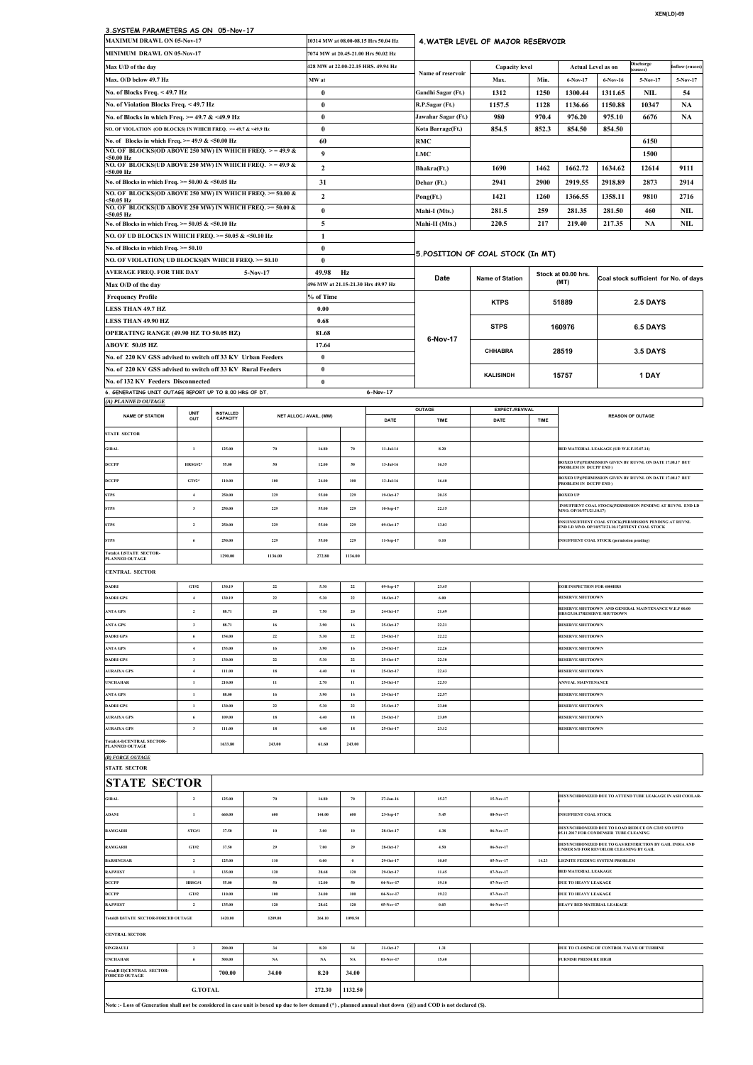## 3.SYSTEM PARAMETERS AS ON 05-Nov-17

| | |
|---|---|
| MAXIMUM DRAWL ON 05-Nov-17 | 10314 MW at 08.00-08.15 Hrs 50.04 Hz |
| MINIMUM DRAWL ON 05-Nov-17 | 7074 MW at 20.45-21.00 Hrs 50.02 Hz |
| Max U/D of the day | 428 MW at 22.00-22.15 HRS. 49.94 Hz |
| Max. O/D below 49.7 Hz | MW at |
| No. of Blocks Freq. < 49.7 Hz | 0 |
| No. of Violation Blocks Freq. < 49.7 Hz | 0 |
| No. of Blocks in which Freq. >= 49.7 & <49.9 Hz | 0 |
| NO. OF VIOLATION (OD BLOCKS) IN WHICH FREQ. >= 49.7 & <49.9 Hz | 0 |
| No. of Blocks in which Freq. >= 49.9 & <50.00 Hz | 60 |
| NO. OF BLOCKS(OD ABOVE 250 MW) IN WHICH FREQ. > = 49.9 & <50.00 Hz | 9 |
| NO. OF BLOCKS(UD ABOVE 250 MW) IN WHICH FREQ. > = 49.9 & <50.00 Hz | 2 |
| No. of Blocks in which Freq. >= 50.00 & <50.05 Hz | 31 |
| NO. OF BLOCKS(OD ABOVE 250 MW) IN WHICH FREQ. >= 50.00 & <50.05 Hz | 2 |
| NO. OF BLOCKS(UD ABOVE 250 MW) IN WHICH FREQ. >= 50.00 & <50.05 Hz | 0 |
| No. of Blocks in which Freq. >= 50.05 & <50.10 Hz | 5 |
| NO. OF UD BLOCKS IN WHICH FREQ. >= 50.05 & <50.10 Hz | 1 |
| No. of Blocks in which Freq. >= 50.10 | 0 |
| NO. OF VIOLATION( UD BLOCKS)IN WHICH FREQ. >= 50.10 | 0 |
| AVERAGE FREQ. FOR THE DAY 5-Nov-17 | 49.98 Hz |
| Max O/D of the day | 496 MW at 21.15-21.30 Hrs 49.97 Hz |
| Frequency Profile | % of Time |
| LESS THAN 49.7 HZ | 0.00 |
| LESS THAN 49.90 HZ | 0.68 |
| OPERATING RANGE (49.90 HZ TO 50.05 HZ) | 81.68 |
| ABOVE 50.05 HZ | 17.64 |
| No. of 220 KV GSS advised to switch off 33 KV Urban Feeders | 0 |
| No. of 220 KV GSS advised to switch off 33 KV Rural Feeders | 0 |
| No. of 132 KV Feeders Disconnected | 0 |

## 4.WATER LEVEL OF MAJOR RESERVOIR

| Name of reservoir | Capacity level | | Actual Level as on | | Discharge (cusecs) | Inflow (cusecs) |
|---|---|---|---|---|---|---|
| | Max. | Min. | 6-Nov-17 | 6-Nov-16 | 5-Nov-17 | 5-Nov-17 |
| Gandhi Sagar (Ft.) | 1312 | 1250 | 1300.44 | 1311.65 | NIL | 54 |
| R.P.Sagar (Ft.) | 1157.5 | 1128 | 1136.66 | 1150.88 | 10347 | NA |
| Jawahar Sagar (Ft.) | 980 | 970.4 | 976.20 | 975.10 | 6676 | NA |
| Kota Barrage(Ft.) | 854.5 | 852.3 | 854.50 | 854.50 | | |
| RMC | | | | | 6150 | |
| LMC | | | | | 1500 | |
| Bhakra(Ft.) | 1690 | 1462 | 1662.72 | 1634.62 | 12614 | 9111 |
| Dehar (Ft.) | 2941 | 2900 | 2919.55 | 2918.89 | 2873 | 2914 |
| Pong(Ft.) | 1421 | 1260 | 1366.55 | 1358.11 | 9810 | 2716 |
| Mahi-I (Mts.) | 281.5 | 259 | 281.35 | 281.50 | 460 | NIL |
| Mahi-II (Mts.) | 220.5 | 217 | 219.40 | 217.35 | NA | NIL |

## 5.POSITION OF COAL STOCK (In MT)

| Date | Name of Station | Stock at 00.00 hrs. (MT) | Coal stock sufficient for No. of days |
|---|---|---|---|
| 6-Nov-17 | KTPS | 51889 | 2.5 DAYS |
| | STPS | 160976 | 6.5 DAYS |
| | CHHABRA | 28519 | 3.5 DAYS |
| | KALISINDH | 15757 | 1 DAY |

## 6. GENERATING UNIT OUTAGE REPORT UP TO 8.00 HRS OF DT. 6-Nov-17

### (A) PLANNED OUTAGE

| NAME OF STATION | UNIT OUT | INSTALLED CAPACITY | NET ALLOC./ AVAIL. (MW) | | | OUTAGE DATE | OUTAGE TIME | EXPECT./REVIVAL DATE | EXPECT./REVIVAL TIME | REASON OF OUTAGE |
|---|---|---|---|---|---|---|---|---|---|---|
| STATE SECTOR | | | | | | | | | | |
| GIRAL | 1 | 125.00 | 70 | 16.80 | 70 | 11-Jul-14 | 8.20 | | | BED MATERIAL LEAKAGE (S/D W.E.F.15.07.14) |
| DCCPP | HRSG#2* | 55.00 | 50 | 12.00 | 50 | 13-Jul-16 | 16.35 | | | BOXED UP(PERMISSION GIVEN BY RUVNL ON DATE 17.08.17 BUT PROBLEM IN DCCPP END) |
| DCCPP | GT#2* | 110.00 | 100 | 24.00 | 100 | 13-Jul-16 | 16.40 | | | BOXED UP(PERMISSION GIVEN BY RUVNL ON DATE 17.08.17 BUT PROBLEM IN DCCPP END) |
| STPS | 4 | 250.00 | 229 | 55.00 | 229 | 19-Oct-17 | 20.35 | | | BOXED UP |
| STPS | 3 | 250.00 | 229 | 55.00 | 229 | 10-Sep-17 | 22.15 | | | INSUFFIENT COAL STOCK(PERMISSION PENDING AT RUVNL END LD MNO. OP/10/571/21.10.17) |
| STPS | 2 | 250.00 | 229 | 55.00 | 229 | 09-Oct-17 | 13.03 | | | INSUINSUFFIENT COAL STOCK(PERMISSION PENDING AT RUVNL END LD MNO. OP/10/571/21.10.17)FFIENT COAL STOCK |
| STPS | 6 | 250.00 | 229 | 55.00 | 229 | 11-Sep-17 | 0.10 | | | INSUFFIENT COAL STOCK (permission pending) |
| Total(A I)STATE SECTOR-PLANNED OUTAGE | | 1290.00 | 1136.00 | 272.80 | 1136.00 | | | | | |
| CENTRAL SECTOR | | | | | | | | | | |
| DADRI | GT#2 | 130.19 | 22 | 5.30 | 22 | 09-Sep-17 | 23.45 | | | EOH INSPECTION FOR 4000HRS |
| DADRI GPS | 4 | 130.19 | 22 | 5.30 | 22 | 18-Oct-17 | 6.00 | | | RESERVE SHUTDOWN |
| ANTA GPS | 2 | 88.71 | 20 | 7.50 | 20 | 24-Oct-17 | 21.49 | | | RESERVE SHUTDOWN AND GENERAL MAINTENANCE W.E.F 00.00 HRS/25.10.17RESERVE SHUTDOWN |
| ANTA GPS | 3 | 88.71 | 16 | 3.90 | 16 | 25-Oct-17 | 22.21 | | | RESERVE SHUTDOWN |
| DADRI GPS | 6 | 154.00 | 22 | 5.30 | 22 | 25-Oct-17 | 22.22 | | | RESERVE SHUTDOWN |
| ANTA GPS | 4 | 153.00 | 16 | 3.90 | 16 | 25-Oct-17 | 22.26 | | | RESERVE SHUTDOWN |
| DADRI GPS | 3 | 130.00 | 22 | 5.30 | 22 | 25-Oct-17 | 22.30 | | | RESERVE SHUTDOWN |
| AURAIYA GPS | 4 | 111.00 | 18 | 4.40 | 18 | 25-Oct-17 | 22.43 | | | RESERVE SHUTDOWN |
| UNCHAHAR | 1 | 210.00 | 11 | 2.70 | 11 | 25-Oct-17 | 22.53 | | | ANNUAL MAINTENANCE |
| ANTA GPS | 1 | 88.00 | 16 | 3.90 | 16 | 25-Oct-17 | 22.57 | | | RESERVE SHUTDOWN |
| DADRI GPS | 1 | 130.00 | 22 | 5.30 | 22 | 25-Oct-17 | 23.00 | | | RESERVE SHUTDOWN |
| AURAIYA GPS | 6 | 109.00 | 18 | 4.40 | 18 | 25-Oct-17 | 23.09 | | | RESERVE SHUTDOWN |
| AURAIYA GPS | 3 | 111.00 | 18 | 4.40 | 18 | 25-Oct-17 | 23.12 | | | RESERVE SHUTDOWN |
| Total(A-I)CENTRAL SECTOR-PLANNED OUTAGE | | 1633.80 | 243.00 | 61.60 | 243.00 | | | | | |

### (B) FORCE OUTAGE

STATE SECTOR

## STATE SECTOR

| NAME OF STATION | UNIT OUT | INSTALLED CAPACITY | NET ALLOC./ AVAIL. (MW) | | | OUTAGE DATE | OUTAGE TIME | EXPECT./REVIVAL DATE | EXPECT./REVIVAL TIME | REASON OF OUTAGE |
|---|---|---|---|---|---|---|---|---|---|---|
| GIRAL | 2 | 125.00 | 70 | 16.80 | 70 | 27-Jan-16 | 15.27 | 15-Nov-17 | | DESYNCHRONIZED DUE TO ATTEND TUBE LEAKAGE IN ASH COOLAR-B |
| ADANI | 1 | 660.00 | 600 | 144.00 | 600 | 23-Sep-17 | 5.45 | 08-Nov-17 | | INSUFFIENT COAL STOCK |
| RAMGARH | STG#1 | 37.50 | 10 | 3.00 | 10 | 28-Oct-17 | 6.38 | 06-Nov-17 | | DESYNCHRONIZED DUE TO LOAD REDUCE ON GT#2 S/D UPTO 05.11.2017 FOR CONDENSER TUBE CLEANING |
| RAMGARH | GT#2 | 37.50 | 29 | 7.00 | 29 | 28-Oct-17 | 6.50 | 06-Nov-17 | | DESYNCHRONIZED DUE TO GAS RESTRICTION BY GAIL INDIA AND UNDER S/D FOR REVOILOR CLEANING BY GAIL |
| BARSINGSAR | 2 | 125.00 | 110 | 0.00 | 0 | 29-Oct-17 | 10.05 | 05-Nov-17 | 14.23 | LIGNITE FEEDING SYSTEM PROBLEM |
| RAJWEST | 1 | 135.00 | 120 | 28.68 | 120 | 29-Oct-17 | 11.45 | 07-Nov-17 | | BED MATERIAL LEAKAGE |
| DCCPP | HRSG#1 | 55.00 | 50 | 12.00 | 50 | 04-Nov-17 | 19.10 | 07-Nov-17 | | DUE TO HEAVY LEAKAGE |
| DCCPP | GT#2 | 110.00 | 100 | 24.00 | 100 | 04-Nov-17 | 19.22 | 07-Nov-17 | | DUE TO HEAVY LEAKAGE |
| RAJWEST | 2 | 135.00 | 120 | 28.62 | 120 | 05-Nov-17 | 0.03 | 06-Nov-17 | | HEAVY BED MATERIAL LEAKAGE |
| Total(B I)STATE SECTOR-FORCED OUTAGE | | 1420.00 | 1209.00 | 264.10 | 1098.50 | | | | | |
| CENTRAL SECTOR | | | | | | | | | | |
| SINGRAULI | 3 | 200.00 | 34 | 8.20 | 34 | 31-Oct-17 | 1.31 | | | DUE TO CLOSING OF CONTROL VALVE OF TURBINE |
| UNCHAHAR | 6 | 500.00 | NA | NA | NA | 01-Nov-17 | 15.40 | | | FURNISH PRESSURE HIGH |
| Total(B II)CENTRAL SECTOR-FORCED OUTAGE | | 700.00 | 34.00 | 8.20 | 34.00 | | | | | |
| G.TOTAL | | | | 272.30 | 1132.50 | | | | | |

Note :- Loss of Generation shall not be considered in case unit is boxed up due to low demand (*) , planned annual shut down (@) and COD is not declared ($).